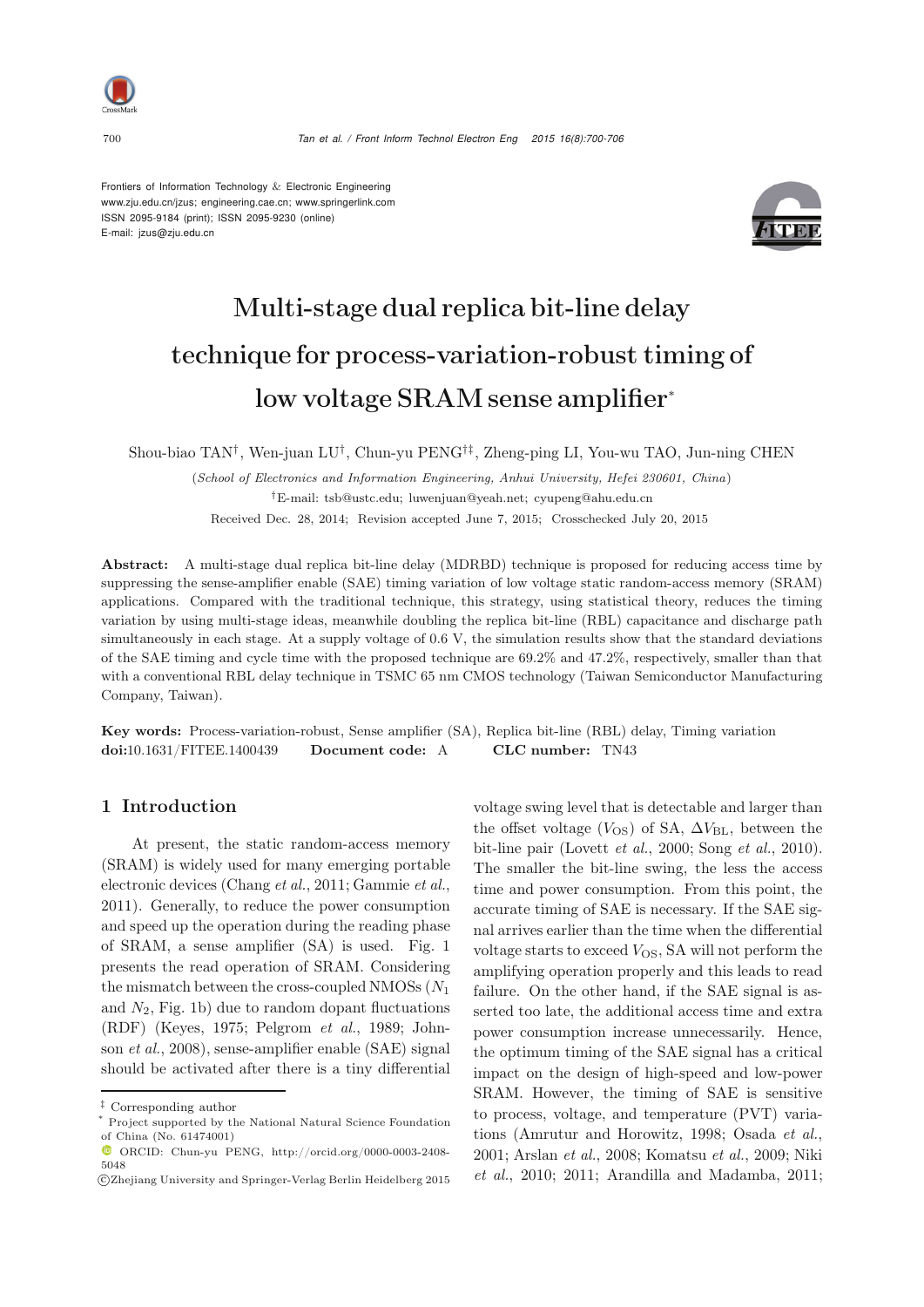Frontiers of Information Technology & Electronic Engineering
www.zju.edu.cn/jzus; engineering.cae.cn; www.springerlink.com
ISSN 2095-9184 (print); ISSN 2095-9230 (online)
E-mail: jzus@zju.edu.cn

# Multi-stage dual replica bit-line delay technique for process-variation-robust timing of low voltage SRAM sense amplifier*

Shou-biao TAN[†], Wen-juan LU[†], Chun-yu PENG[†‡], Zheng-ping LI, You-wu TAO, Jun-ning CHEN

(*School of Electronics and Information Engineering, Anhui University, Hefei 230601, China*)

[†]E-mail: tsb@ustc.edu; luwenjuan@yeah.net; cyupeng@ahu.edu.cn

Received Dec. 28, 2014; Revision accepted June 7, 2015; Crosschecked July 20, 2015

**Abstract:** A multi-stage dual replica bit-line delay (MDRBD) technique is proposed for reducing access time by suppressing the sense-amplifier enable (SAE) timing variation of low voltage static random-access memory (SRAM) applications. Compared with the traditional technique, this strategy, using statistical theory, reduces the timing variation by using multi-stage ideas, meanwhile doubling the replica bit-line (RBL) capacitance and discharge path simultaneously in each stage. At a supply voltage of 0.6 V, the simulation results show that the standard deviations of the SAE timing and cycle time with the proposed technique are 69.2% and 47.2%, respectively, smaller than that with a conventional RBL delay technique in TSMC 65 nm CMOS technology (Taiwan Semiconductor Manufacturing Company, Taiwan).

**Key words:** Process-variation-robust, Sense amplifier (SA), Replica bit-line (RBL) delay, Timing variation
**doi:**10.1631/FITEE.1400439 **Document code:** A **CLC number:** TN43

## 1 Introduction

At present, the static random-access memory (SRAM) is widely used for many emerging portable electronic devices (Chang *et al.*, 2011; Gammie *et al.*, 2011). Generally, to reduce the power consumption and speed up the operation during the reading phase of SRAM, a sense amplifier (SA) is used. Fig. 1 presents the read operation of SRAM. Considering the mismatch between the cross-coupled NMOSs ($N_1$ and $N_2$, Fig. 1b) due to random dopant fluctuations (RDF) (Keyes, 1975; Pelgrom *et al.*, 1989; Johnson *et al.*, 2008), sense-amplifier enable (SAE) signal should be activated after there is a tiny differential voltage swing level that is detectable and larger than the offset voltage ($V_{OS}$) of SA, $\Delta V_{BL}$, between the bit-line pair (Lovett *et al.*, 2000; Song *et al.*, 2010). The smaller the bit-line swing, the less the access time and power consumption. From this point, the accurate timing of SAE is necessary. If the SAE signal arrives earlier than the time when the differential voltage starts to exceed $V_{OS}$, SA will not perform the amplifying operation properly and this leads to read failure. On the other hand, if the SAE signal is asserted too late, the additional access time and extra power consumption increase unnecessarily. Hence, the optimum timing of the SAE signal has a critical impact on the design of high-speed and low-power SRAM. However, the timing of SAE is sensitive to process, voltage, and temperature (PVT) variations (Amrutur and Horowitz, 1998; Osada *et al.*, 2001; Arslan *et al.*, 2008; Komatsu *et al.*, 2009; Niki *et al.*, 2010; 2011; Arandilla and Madamba, 2011;

---

[‡] Corresponding author
[*] Project supported by the National Natural Science Foundation of China (No. 61474001)
ORCID: Chun-yu PENG, http://orcid.org/0000-0003-2408-5048
©Zhejiang University and Springer-Verlag Berlin Heidelberg 2015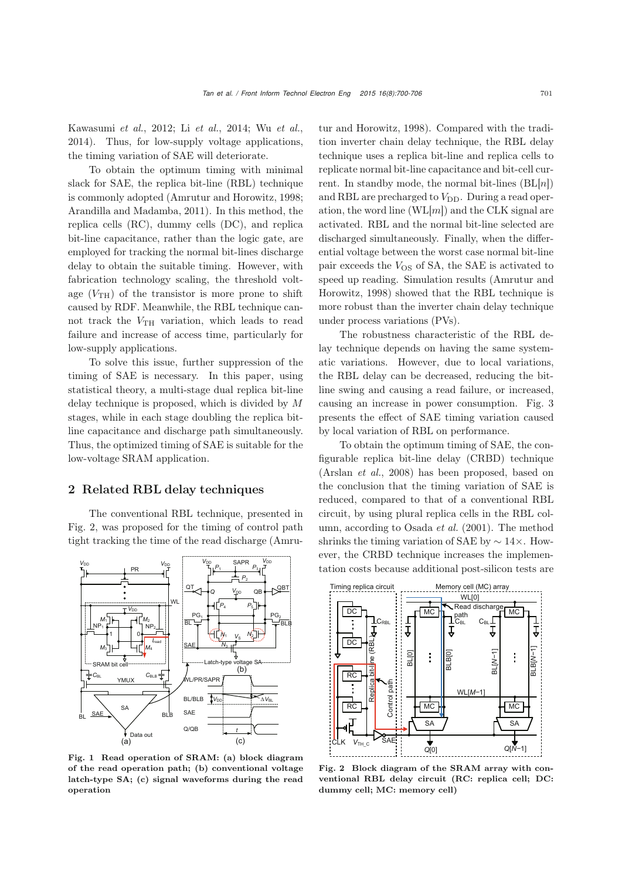Kawasumi *et al.*, 2012; Li *et al.*, 2014; Wu *et al.*, 2014). Thus, for low-supply voltage applications, the timing variation of SAE will deteriorate.

To obtain the optimum timing with minimal slack for SAE, the replica bit-line (RBL) technique is commonly adopted (Amrutur and Horowitz, 1998; Arandilla and Madamba, 2011). In this method, the replica cells (RC), dummy cells (DC), and replica bit-line capacitance, rather than the logic gate, are employed for tracking the normal bit-lines discharge delay to obtain the suitable timing. However, with fabrication technology scaling, the threshold voltage ($V_{TH}$) of the transistor is more prone to shift caused by RDF. Meanwhile, the RBL technique cannot track the $V_{TH}$ variation, which leads to read failure and increase of access time, particularly for low-supply applications.

To solve this issue, further suppression of the timing of SAE is necessary. In this paper, using statistical theory, a multi-stage dual replica bit-line delay technique is proposed, which is divided by $M$ stages, while in each stage doubling the replica bit-line capacitance and discharge path simultaneously. Thus, the optimized timing of SAE is suitable for the low-voltage SRAM application.

## 2 Related RBL delay techniques

The conventional RBL technique, presented in Fig. 2, was proposed for the timing of control path tight tracking the time of the read discharge (Amrutur and Horowitz, 1998). Compared with the tradition inverter chain delay technique, the RBL delay technique uses a replica bit-line and replica cells to replicate normal bit-line capacitance and bit-cell current. In standby mode, the normal bit-lines (BL[$n$]) and RBL are precharged to $V_{DD}$. During a read operation, the word line (WL[$m$]) and the CLK signal are activated. RBL and the normal bit-line selected are discharged simultaneously. Finally, when the differential voltage between the worst case normal bit-line pair exceeds the $V_{OS}$ of SA, the SAE is activated to speed up reading. Simulation results (Amrutur and Horowitz, 1998) showed that the RBL technique is more robust than the inverter chain delay technique under process variations (PVs).

The robustness characteristic of the RBL delay technique depends on having the same systematic variations. However, due to local variations, the RBL delay can be decreased, reducing the bit-line swing and causing a read failure, or increased, causing an increase in power consumption. Fig. 3 presents the effect of SAE timing variation caused by local variation of RBL on performance.

To obtain the optimum timing of SAE, the configurable replica bit-line delay (CRBD) technique (Arslan *et al.*, 2008) has been proposed, based on the conclusion that the timing variation of SAE is reduced, compared to that of a conventional RBL circuit, by using plural replica cells in the RBL column, according to Osada *et al.* (2001). The method shrinks the timing variation of SAE by ∼ 14×. However, the CRBD technique increases the implementation costs because additional post-silicon tests are

**Fig. 1 Read operation of SRAM: (a) block diagram of the read operation path; (b) conventional voltage latch-type SA; (c) signal waveforms during the read operation**

**Fig. 2 Block diagram of the SRAM array with conventional RBL delay circuit (RC: replica cell; DC: dummy cell; MC: memory cell)**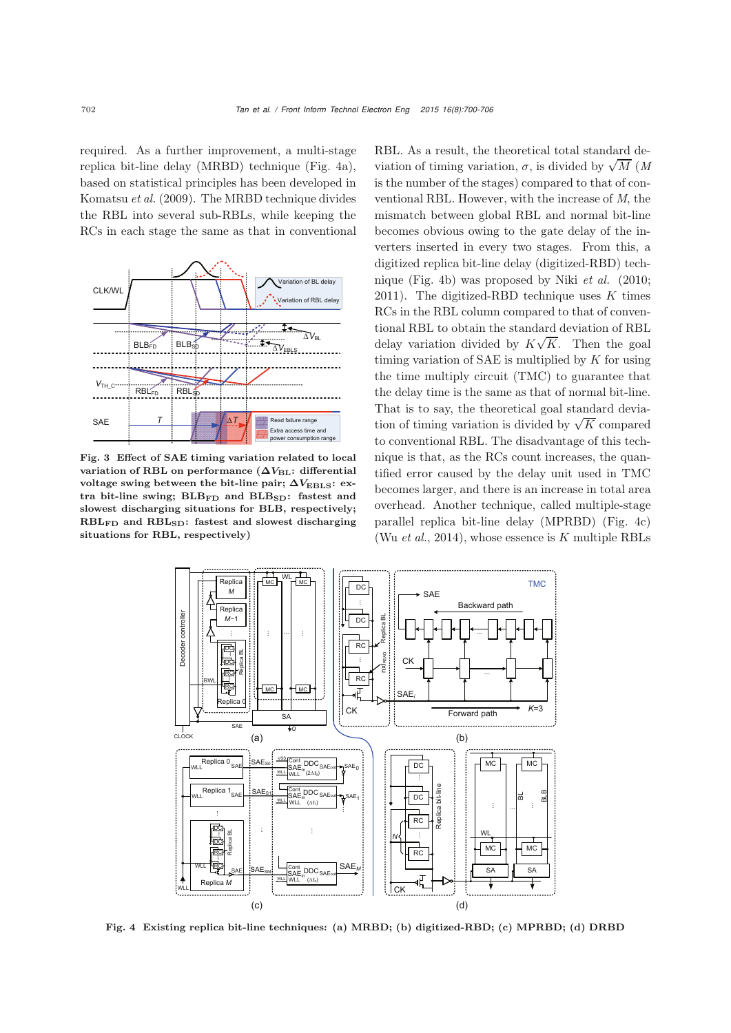required. As a further improvement, a multi-stage replica bit-line delay (MRBD) technique (Fig. 4a), based on statistical principles has been developed in Komatsu *et al.* (2009). The MRBD technique divides the RBL into several sub-RBLs, while keeping the RCs in each stage the same as that in conventional RBL. As a result, the theoretical total standard deviation of timing variation, $\sigma$, is divided by $\sqrt{M}$ ($M$ is the number of the stages) compared to that of conventional RBL. However, with the increase of $M$, the mismatch between global RBL and normal bit-line becomes obvious owing to the gate delay of the inverters inserted in every two stages. From this, a digitized replica bit-line delay (digitized-RBD) technique (Fig. 4b) was proposed by Niki *et al.* (2010; 2011). The digitized-RBD technique uses $K$ times RCs in the RBL column compared to that of conventional RBL to obtain the standard deviation of RBL delay variation divided by $K\sqrt{K}$. Then the goal timing variation of SAE is multiplied by $K$ for using the time multiply circuit (TMC) to guarantee that the delay time is the same as that of normal bit-line. That is to say, the theoretical goal standard deviation of timing variation is divided by $\sqrt{K}$ compared to conventional RBL. The disadvantage of this technique is that, as the RCs count increases, the quantified error caused by the delay unit used in TMC becomes larger, and there is an increase in total area overhead. Another technique, called multiple-stage parallel replica bit-line delay (MPRBD) (Fig. 4c) (Wu *et al.*, 2014), whose essence is $K$ multiple RBLs

**Fig. 3 Effect of SAE timing variation related to local variation of RBL on performance ($\Delta V_{BL}$: differential voltage swing between the bit-line pair; $\Delta V_{EBLS}$: extra bit-line swing; $BLB_{FD}$ and $BLB_{SD}$: fastest and slowest discharging situations for BLB, respectively; $RBL_{FD}$ and $RBL_{SD}$: fastest and slowest discharging situations for RBL, respectively)**

**Fig. 4 Existing replica bit-line techniques: (a) MRBD; (b) digitized-RBD; (c) MPRBD; (d) DRBD**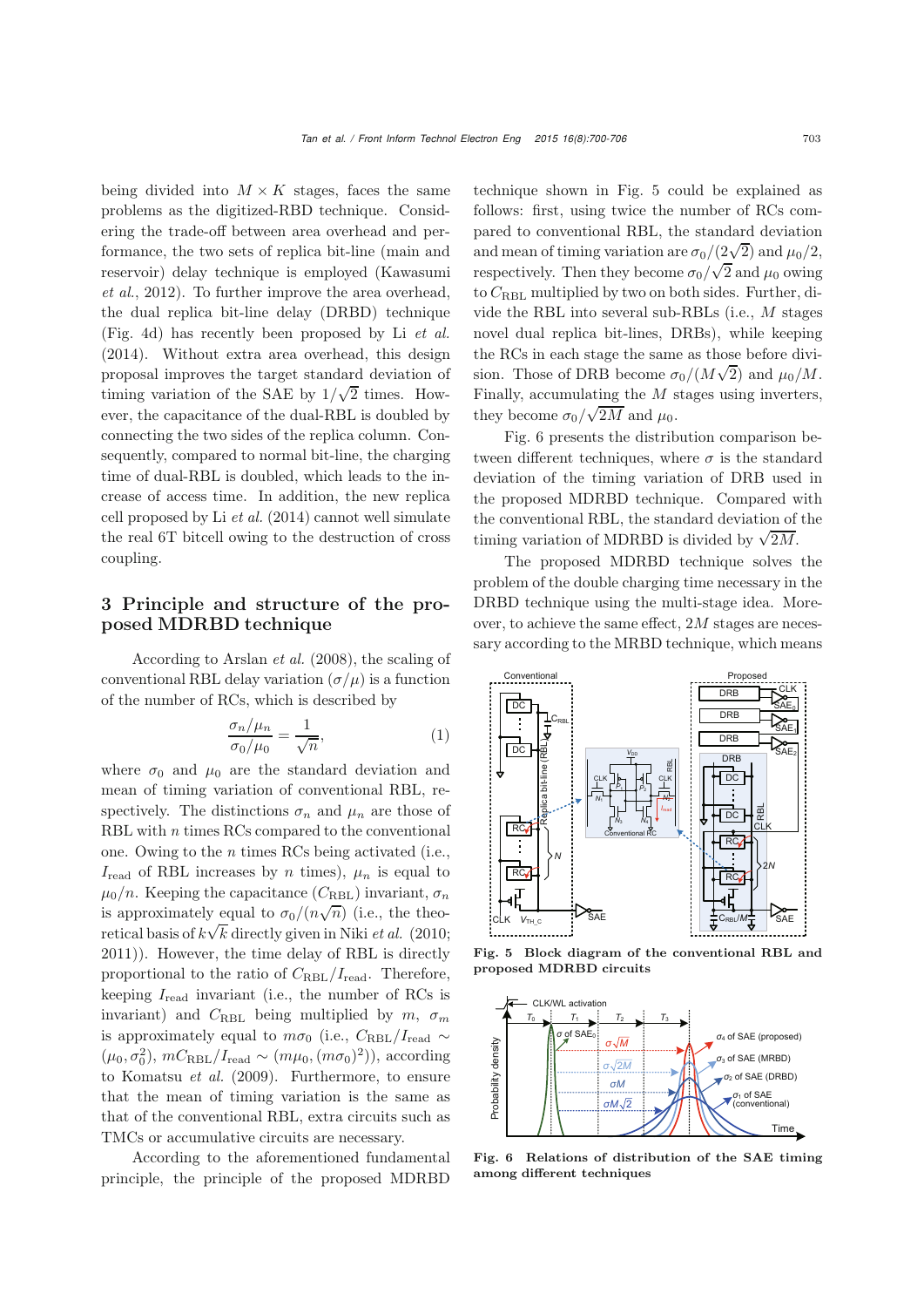being divided into $M \times K$ stages, faces the same problems as the digitized-RBD technique. Considering the trade-off between area overhead and performance, the two sets of replica bit-line (main and reservoir) delay technique is employed (Kawasumi *et al.*, 2012). To further improve the area overhead, the dual replica bit-line delay (DRBD) technique (Fig. 4d) has recently been proposed by Li *et al.* (2014). Without extra area overhead, this design proposal improves the target standard deviation of timing variation of the SAE by $1/\sqrt{2}$ times. However, the capacitance of the dual-RBL is doubled by connecting the two sides of the replica column. Consequently, compared to normal bit-line, the charging time of dual-RBL is doubled, which leads to the increase of access time. In addition, the new replica cell proposed by Li *et al.* (2014) cannot well simulate the real 6T bitcell owing to the destruction of cross coupling.

## 3 Principle and structure of the proposed MDRBD technique

According to Arslan *et al.* (2008), the scaling of conventional RBL delay variation ($\sigma/\mu$) is a function of the number of RCs, which is described by

$$\frac{\sigma_n/\mu_n}{\sigma_0/\mu_0} = \frac{1}{\sqrt{n}}, \tag{1}$$

where $\sigma_0$ and $\mu_0$ are the standard deviation and mean of timing variation of conventional RBL, respectively. The distinctions $\sigma_n$ and $\mu_n$ are those of RBL with $n$ times RCs compared to the conventional one. Owing to the $n$ times RCs being activated (i.e., $I_{\text{read}}$ of RBL increases by $n$ times), $\mu_n$ is equal to $\mu_0/n$. Keeping the capacitance ($C_{\text{RBL}}$) invariant, $\sigma_n$ is approximately equal to $\sigma_0/(n\sqrt{n})$ (i.e., the theoretical basis of $k\sqrt{k}$ directly given in Niki *et al.* (2010; 2011)). However, the time delay of RBL is directly proportional to the ratio of $C_{\text{RBL}}/I_{\text{read}}$. Therefore, keeping $I_{\text{read}}$ invariant (i.e., the number of RCs is invariant) and $C_{\text{RBL}}$ being multiplied by $m$, $\sigma_m$ is approximately equal to $m\sigma_0$ (i.e., $C_{\text{RBL}}/I_{\text{read}} \sim (\mu_0, \sigma_0^2)$, $mC_{\text{RBL}}/I_{\text{read}} \sim (m\mu_0, (m\sigma_0)^2)$), according to Komatsu *et al.* (2009). Furthermore, to ensure that the mean of timing variation is the same as that of the conventional RBL, extra circuits such as TMCs or accumulative circuits are necessary.

According to the aforementioned fundamental principle, the principle of the proposed MDRBD technique shown in Fig. 5 could be explained as follows: first, using twice the number of RCs compared to conventional RBL, the standard deviation and mean of timing variation are $\sigma_0/(2\sqrt{2})$ and $\mu_0/2$, respectively. Then they become $\sigma_0/\sqrt{2}$ and $\mu_0$ owing to $C_{\text{RBL}}$ multiplied by two on both sides. Further, divide the RBL into several sub-RBLs (i.e., $M$ stages novel dual replica bit-lines, DRBs), while keeping the RCs in each stage the same as those before division. Those of DRB become $\sigma_0/(M\sqrt{2})$ and $\mu_0/M$. Finally, accumulating the $M$ stages using inverters, they become $\sigma_0/\sqrt{2M}$ and $\mu_0$.

Fig. 6 presents the distribution comparison between different techniques, where $\sigma$ is the standard deviation of the timing variation of DRB used in the proposed MDRBD technique. Compared with the conventional RBL, the standard deviation of the timing variation of MDRBD is divided by $\sqrt{2M}$.

The proposed MDRBD technique solves the problem of the double charging time necessary in the DRBD technique using the multi-stage idea. Moreover, to achieve the same effect, $2M$ stages are necessary according to the MRBD technique, which means

**Fig. 5 Block diagram of the conventional RBL and proposed MDRBD circuits**

**Fig. 6 Relations of distribution of the SAE timing among different techniques**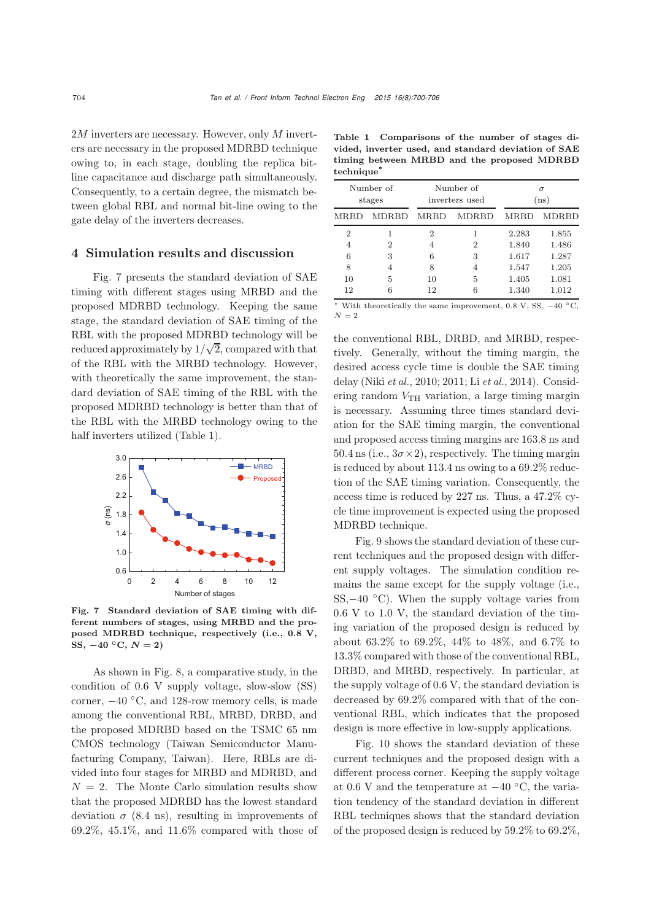2$M$ inverters are necessary. However, only $M$ inverters are necessary in the proposed MDRBD technique owing to, in each stage, doubling the replica bit-line capacitance and discharge path simultaneously. Consequently, to a certain degree, the mismatch between global RBL and normal bit-line owing to the gate delay of the inverters decreases.

## 4 Simulation results and discussion

Fig. 7 presents the standard deviation of SAE timing with different stages using MRBD and the proposed MDRBD technology. Keeping the same stage, the standard deviation of SAE timing of the RBL with the proposed MDRBD technology will be reduced approximately by $1/\sqrt{2}$, compared with that of the RBL with the MRBD technology. However, with theoretically the same improvement, the standard deviation of SAE timing of the RBL with the proposed MDRBD technology is better than that of the RBL with the MRBD technology owing to the half inverters utilized (Table 1).

**Fig. 7 Standard deviation of SAE timing with different numbers of stages, using MRBD and the proposed MDRBD technique, respectively (i.e., 0.8 V, SS, −40 °C, $N=2$)**

As shown in Fig. 8, a comparative study, in the condition of 0.6 V supply voltage, slow-slow (SS) corner, −40 °C, and 128-row memory cells, is made among the conventional RBL, MRBD, DRBD, and the proposed MDRBD based on the TSMC 65 nm CMOS technology (Taiwan Semiconductor Manufacturing Company, Taiwan). Here, RBLs are divided into four stages for MRBD and MDRBD, and $N=2$. The Monte Carlo simulation results show that the proposed MDRBD has the lowest standard deviation $\sigma$ (8.4 ns), resulting in improvements of 69.2%, 45.1%, and 11.6% compared with those of the conventional RBL, DRBD, and MRBD, respectively. Generally, without the timing margin, the desired access cycle time is double the SAE timing delay (Niki *et al.*, 2010; 2011; Li *et al.*, 2014). Considering random $V_{TH}$ variation, a large timing margin is necessary. Assuming three times standard deviation for the SAE timing margin, the conventional and proposed access timing margins are 163.8 ns and 50.4 ns (i.e., $3\sigma\times 2$), respectively. The timing margin is reduced by about 113.4 ns owing to a 69.2% reduction of the SAE timing variation. Consequently, the access time is reduced by 227 ns. Thus, a 47.2% cycle time improvement is expected using the proposed MDRBD technique.

**Table 1 Comparisons of the number of stages divided, inverter used, and standard deviation of SAE timing between MRBD and the proposed MDRBD technique***

| Number of stages | | Number of inverters used | | $\sigma$ (ns) | |
|---|---|---|---|---|---|
| MRBD | MDRBD | MRBD | MDRBD | MRBD | MDRBD |
| 2 | 1 | 2 | 1 | 2.283 | 1.855 |
| 4 | 2 | 4 | 2 | 1.840 | 1.486 |
| 6 | 3 | 6 | 3 | 1.617 | 1.287 |
| 8 | 4 | 8 | 4 | 1.547 | 1.205 |
| 10 | 5 | 10 | 5 | 1.405 | 1.081 |
| 12 | 6 | 12 | 6 | 1.340 | 1.012 |

\* With theoretically the same improvement, 0.8 V, SS, −40 °C, $N=2$

Fig. 9 shows the standard deviation of these current techniques and the proposed design with different supply voltages. The simulation condition remains the same except for the supply voltage (i.e., SS, −40 °C). When the supply voltage varies from 0.6 V to 1.0 V, the standard deviation of the timing variation of the proposed design is reduced by about 63.2% to 69.2%, 44% to 48%, and 6.7% to 13.3% compared with those of the conventional RBL, DRBD, and MRBD, respectively. In particular, at the supply voltage of 0.6 V, the standard deviation is decreased by 69.2% compared with that of the conventional RBL, which indicates that the proposed design is more effective in low-supply applications.

Fig. 10 shows the standard deviation of these current techniques and the proposed design with a different process corner. Keeping the supply voltage at 0.6 V and the temperature at −40 °C, the variation tendency of the standard deviation in different RBL techniques shows that the standard deviation of the proposed design is reduced by 59.2% to 69.2%,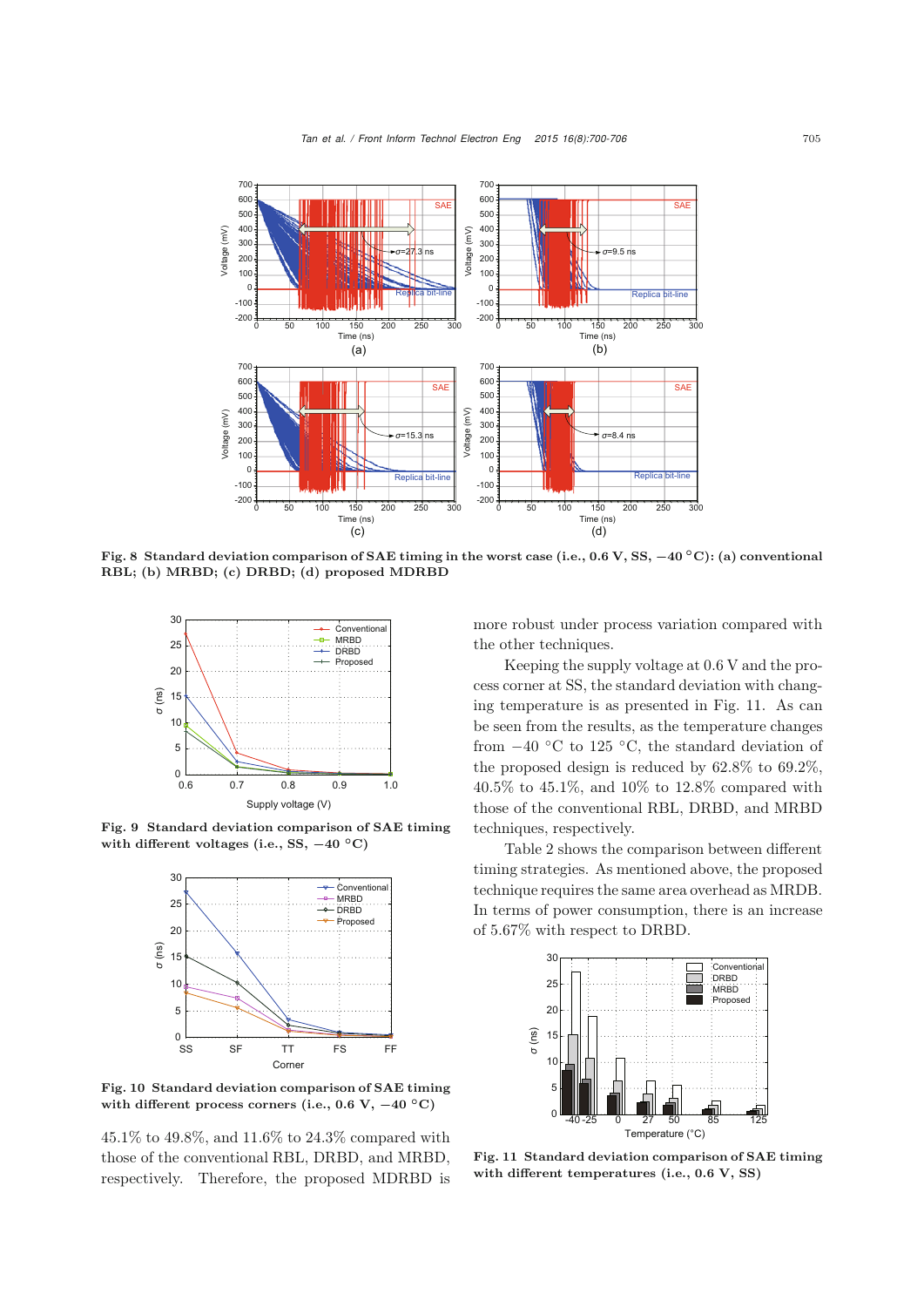Fig. 8 **Standard deviation comparison of SAE timing in the worst case (i.e., 0.6 V, SS, −40 °C): (a) conventional RBL; (b) MRBD; (c) DRBD; (d) proposed MDRBD**

Fig. 9 **Standard deviation comparison of SAE timing with different voltages (i.e., SS, −40 °C)**

Fig. 10 **Standard deviation comparison of SAE timing with different process corners (i.e., 0.6 V, −40 °C)**

45.1% to 49.8%, and 11.6% to 24.3% compared with those of the conventional RBL, DRBD, and MRBD, respectively. Therefore, the proposed MDRBD is more robust under process variation compared with the other techniques.

Keeping the supply voltage at 0.6 V and the process corner at SS, the standard deviation with changing temperature is as presented in Fig. 11. As can be seen from the results, as the temperature changes from −40 °C to 125 °C, the standard deviation of the proposed design is reduced by 62.8% to 69.2%, 40.5% to 45.1%, and 10% to 12.8% compared with those of the conventional RBL, DRBD, and MRBD techniques, respectively.

Table 2 shows the comparison between different timing strategies. As mentioned above, the proposed technique requires the same area overhead as MRDB. In terms of power consumption, there is an increase of 5.67% with respect to DRBD.

Fig. 11 **Standard deviation comparison of SAE timing with different temperatures (i.e., 0.6 V, SS)**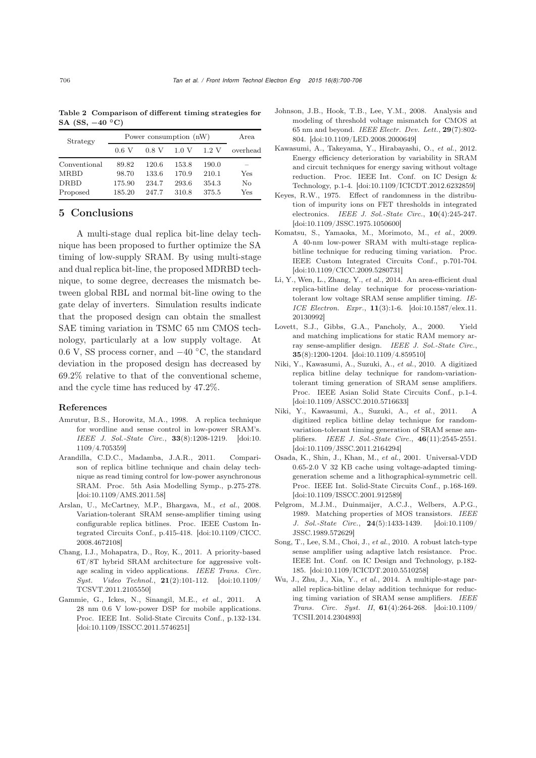**Table 2 Comparison of different timing strategies for SA (SS, −40 °C)**

| Strategy | Power consumption (nW) | | | | Area |
|---|---|---|---|---|---|
| | 0.6 V | 0.8 V | 1.0 V | 1.2 V | overhead |
| Conventional | 89.82 | 120.6 | 153.8 | 190.0 | – |
| MRBD | 98.70 | 133.6 | 170.9 | 210.1 | Yes |
| DRBD | 175.90 | 234.7 | 293.6 | 354.3 | No |
| Proposed | 185.20 | 247.7 | 310.8 | 375.5 | Yes |

## 5 Conclusions

A multi-stage dual replica bit-line delay technique has been proposed to further optimize the SA timing of low-supply SRAM. By using multi-stage and dual replica bit-line, the proposed MDRBD technique, to some degree, decreases the mismatch between global RBL and normal bit-line owing to the gate delay of inverters. Simulation results indicate that the proposed design can obtain the smallest SAE timing variation in TSMC 65 nm CMOS technology, particularly at a low supply voltage. At 0.6 V, SS process corner, and −40 °C, the standard deviation in the proposed design has decreased by 69.2% relative to that of the conventional scheme, and the cycle time has reduced by 47.2%.

### References

Amrutur, B.S., Horowitz, M.A., 1998. A replica technique for wordline and sense control in low-power SRAM's. *IEEE J. Sol.-State Circ.*, **33**(8):1208-1219. [doi:10.1109/4.705359]

Arandilla, C.D.C., Madamba, J.A.R., 2011. Comparison of replica bitline technique and chain delay technique as read timing control for low-power asynchronous SRAM. Proc. 5th Asia Modelling Symp., p.275-278. [doi:10.1109/AMS.2011.58]

Arslan, U., McCartney, M.P., Bhargava, M., *et al.*, 2008. Variation-tolerant SRAM sense-amplifier timing using configurable replica bitlines. Proc. IEEE Custom Integrated Circuits Conf., p.415-418. [doi:10.1109/CICC.2008.4672108]

Chang, I.J., Mohapatra, D., Roy, K., 2011. A priority-based 6T/8T hybrid SRAM architecture for aggressive voltage scaling in video applications. *IEEE Trans. Circ. Syst. Video Technol.*, **21**(2):101-112. [doi:10.1109/TCSVT.2011.2105550]

Gammie, G., Ickes, N., Sinangil, M.E., *et al.*, 2011. A 28 nm 0.6 V low-power DSP for mobile applications. Proc. IEEE Int. Solid-State Circuits Conf., p.132-134. [doi:10.1109/ISSCC.2011.5746251]

Johnson, J.B., Hook, T.B., Lee, Y.M., 2008. Analysis and modeling of threshold voltage mismatch for CMOS at 65 nm and beyond. *IEEE Electr. Dev. Lett.*, **29**(7):802-804. [doi:10.1109/LED.2008.2000649]

Kawasumi, A., Takeyama, Y., Hirabayashi, O., *et al.*, 2012. Energy efficiency deterioration by variability in SRAM and circuit techniques for energy saving without voltage reduction. Proc. IEEE Int. Conf. on IC Design & Technology, p.1-4. [doi:10.1109/ICICDT.2012.6232859]

Keyes, R.W., 1975. Effect of randomness in the distribution of impurity ions on FET thresholds in integrated electronics. *IEEE J. Sol.-State Circ.*, **10**(4):245-247. [doi:10.1109/JSSC.1975.1050600]

Komatsu, S., Yamaoka, M., Morimoto, M., *et al.*, 2009. A 40-nm low-power SRAM with multi-stage replica-bitline technique for reducing timing variation. Proc. IEEE Custom Integrated Circuits Conf., p.701-704. [doi:10.1109/CICC.2009.5280731]

Li, Y., Wen, L., Zhang, Y., *et al.*, 2014. An area-efficient dual replica-bitline delay technique for process-variation-tolerant low voltage SRAM sense amplifier timing. *IEICE Electron. Expr.*, **11**(3):1-6. [doi:10.1587/elex.11.20130992]

Lovett, S.J., Gibbs, G.A., Pancholy, A., 2000. Yield and matching implications for static RAM memory array sense-amplifier design. *IEEE J. Sol.-State Circ.*, **35**(8):1200-1204. [doi:10.1109/4.859510]

Niki, Y., Kawasumi, A., Suzuki, A., *et al.*, 2010. A digitized replica bitline delay technique for random-variation-tolerant timing generation of SRAM sense amplifiers. Proc. IEEE Asian Solid State Circuits Conf., p.1-4. [doi:10.1109/ASSCC.2010.5716633]

Niki, Y., Kawasumi, A., Suzuki, A., *et al.*, 2011. A digitized replica bitline delay technique for random-variation-tolerant timing generation of SRAM sense amplifiers. *IEEE J. Sol.-State Circ.*, **46**(11):2545-2551. [doi:10.1109/JSSC.2011.2164294]

Osada, K., Shin, J., Khan, M., *et al.*, 2001. Universal-VDD 0.65-2.0 V 32 KB cache using voltage-adapted timing-generation scheme and a lithographical-symmetric cell. Proc. IEEE Int. Solid-State Circuits Conf., p.168-169. [doi:10.1109/ISSCC.2001.912589]

Pelgrom, M.J.M., Duinmaijer, A.C.J., Welbers, A.P.G., 1989. Matching properties of MOS transistors. *IEEE J. Sol.-State Circ.*, **24**(5):1433-1439. [doi:10.1109/JSSC.1989.572629]

Song, T., Lee, S.M., Choi, J., *et al.*, 2010. A robust latch-type sense amplifier using adaptive latch resistance. Proc. IEEE Int. Conf. on IC Design and Technology, p.182-185. [doi:10.1109/ICICDT.2010.5510258]

Wu, J., Zhu, J., Xia, Y., *et al.*, 2014. A multiple-stage parallel replica-bitline delay addition technique for reducing timing variation of SRAM sense amplifiers. *IEEE Trans. Circ. Syst. II*, **61**(4):264-268. [doi:10.1109/TCSII.2014.2304893]